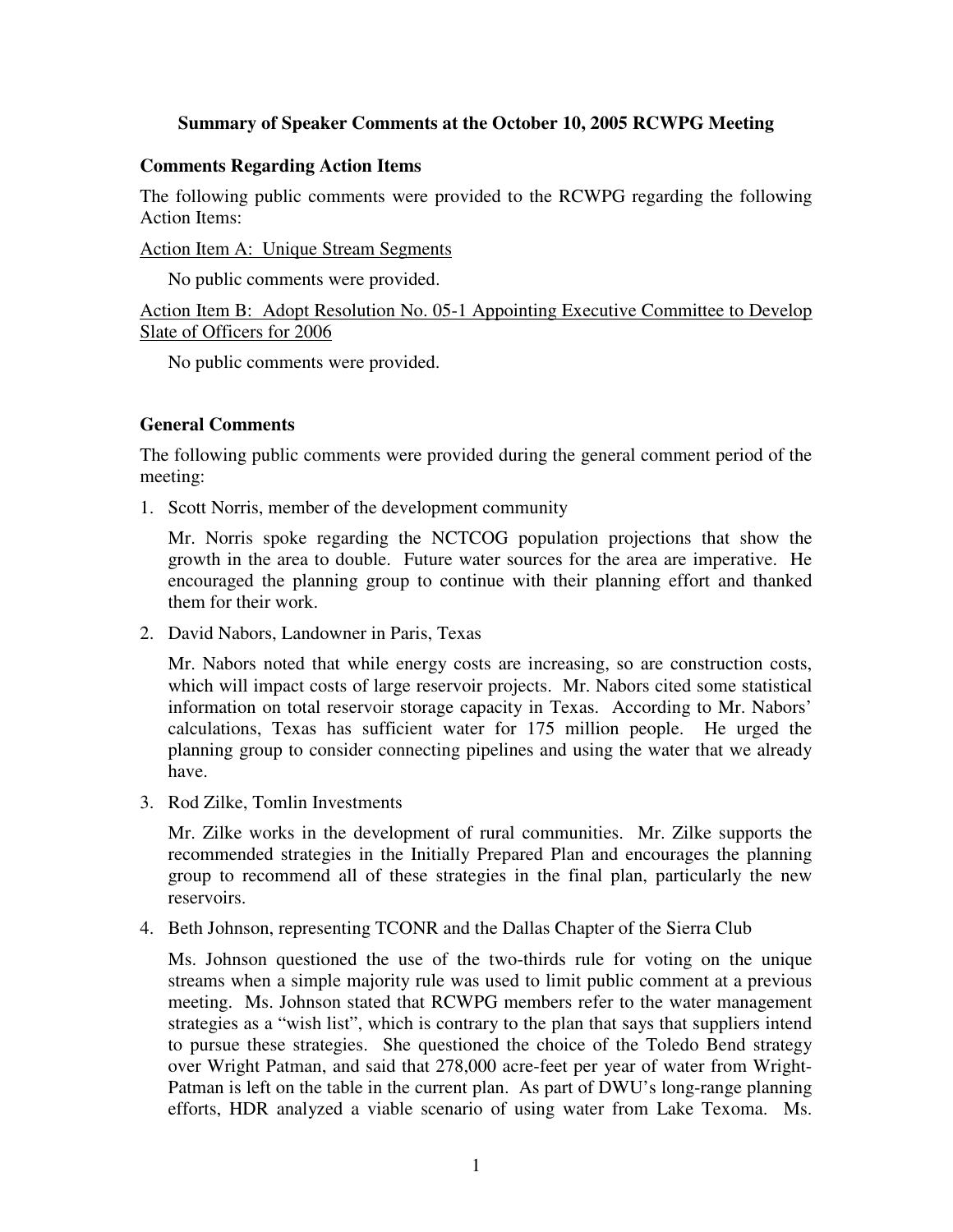**Summary of Speaker Comments at the October 10, 2005 RCWPG Meeting**

**Comments Regarding Action Items**

The following public comments were provided to the RCWPG regarding the following Action Items:

<u>Action Item A: Unique Stream Segments</u>

No public comments were provided.

<u>Action Item B: Adopt Resolution No. 05-1 Appointing Executive Committee to Develop Slate of Officers for 2006</u>

No public comments were provided.

**General Comments**

The following public comments were provided during the general comment period of the meeting:

1. Scott Norris, member of the development community

   Mr. Norris spoke regarding the NCTCOG population projections that show the growth in the area to double. Future water sources for the area are imperative. He encouraged the planning group to continue with their planning effort and thanked them for their work.

2. David Nabors, Landowner in Paris, Texas

   Mr. Nabors noted that while energy costs are increasing, so are construction costs, which will impact costs of large reservoir projects. Mr. Nabors cited some statistical information on total reservoir storage capacity in Texas. According to Mr. Nabors' calculations, Texas has sufficient water for 175 million people. He urged the planning group to consider connecting pipelines and using the water that we already have.

3. Rod Zilke, Tomlin Investments

   Mr. Zilke works in the development of rural communities. Mr. Zilke supports the recommended strategies in the Initially Prepared Plan and encourages the planning group to recommend all of these strategies in the final plan, particularly the new reservoirs.

4. Beth Johnson, representing TCONR and the Dallas Chapter of the Sierra Club

   Ms. Johnson questioned the use of the two-thirds rule for voting on the unique streams when a simple majority rule was used to limit public comment at a previous meeting. Ms. Johnson stated that RCWPG members refer to the water management strategies as a "wish list", which is contrary to the plan that says that suppliers intend to pursue these strategies. She questioned the choice of the Toledo Bend strategy over Wright Patman, and said that 278,000 acre-feet per year of water from Wright-Patman is left on the table in the current plan. As part of DWU's long-range planning efforts, HDR analyzed a viable scenario of using water from Lake Texoma. Ms.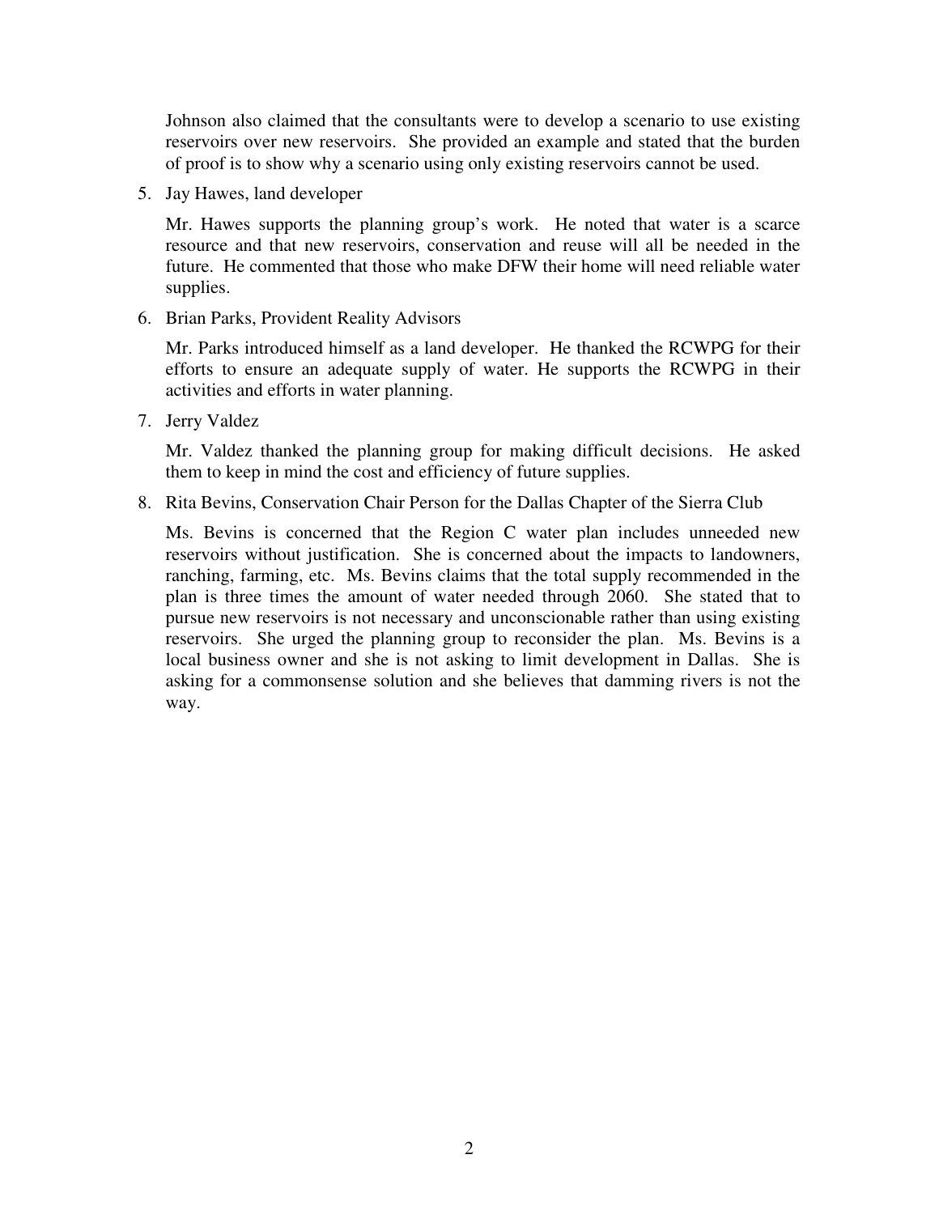Johnson also claimed that the consultants were to develop a scenario to use existing reservoirs over new reservoirs. She provided an example and stated that the burden of proof is to show why a scenario using only existing reservoirs cannot be used.

5. Jay Hawes, land developer

   Mr. Hawes supports the planning group's work. He noted that water is a scarce resource and that new reservoirs, conservation and reuse will all be needed in the future. He commented that those who make DFW their home will need reliable water supplies.

6. Brian Parks, Provident Reality Advisors

   Mr. Parks introduced himself as a land developer. He thanked the RCWPG for their efforts to ensure an adequate supply of water. He supports the RCWPG in their activities and efforts in water planning.

7. Jerry Valdez

   Mr. Valdez thanked the planning group for making difficult decisions. He asked them to keep in mind the cost and efficiency of future supplies.

8. Rita Bevins, Conservation Chair Person for the Dallas Chapter of the Sierra Club

   Ms. Bevins is concerned that the Region C water plan includes unneeded new reservoirs without justification. She is concerned about the impacts to landowners, ranching, farming, etc. Ms. Bevins claims that the total supply recommended in the plan is three times the amount of water needed through 2060. She stated that to pursue new reservoirs is not necessary and unconscionable rather than using existing reservoirs. She urged the planning group to reconsider the plan. Ms. Bevins is a local business owner and she is not asking to limit development in Dallas. She is asking for a commonsense solution and she believes that damming rivers is not the way.